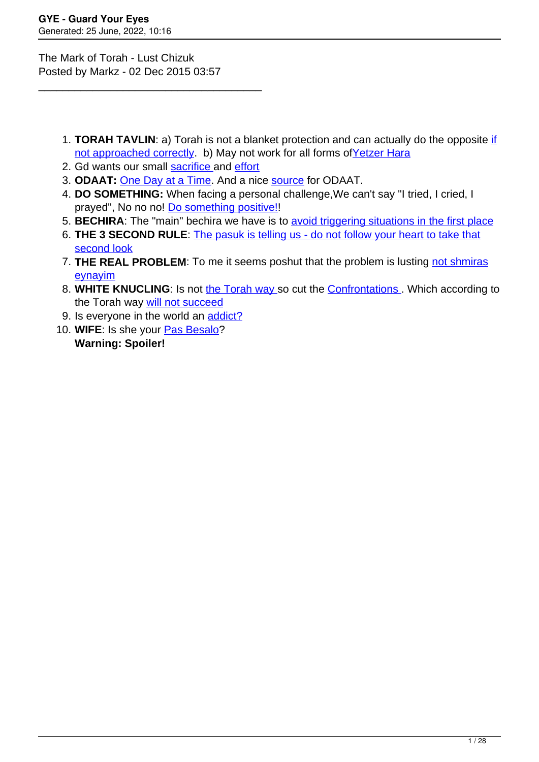The Mark of Torah - Lust Chizuk
Posted by Markz - 02 Dec 2015 03:57

---

1. **TORAH TAVLIN**: a) Torah is not a blanket protection and can actually do the opposite if not approached correctly. b) May not work for all forms ofYetzer Hara
2. Gd wants our small sacrifice and effort
3. **ODAAT:** One Day at a Time. And a nice source for ODAAT.
4. **DO SOMETHING:** When facing a personal challenge,We can't say "I tried, I cried, I prayed", No no no! Do something positive!!
5. **BECHIRA**: The "main" bechira we have is to avoid triggering situations in the first place
6. **THE 3 SECOND RULE**: The pasuk is telling us - do not follow your heart to take that second look
7. **THE REAL PROBLEM**: To me it seems poshut that the problem is lusting not shmiras eynayim
8. **WHITE KNUCLING**: Is not the Torah way so cut the Confrontations . Which according to the Torah way will not succeed
9. Is everyone in the world an addict?
10. **WIFE**: Is she your Pas Besalo?
    **Warning: Spoiler!**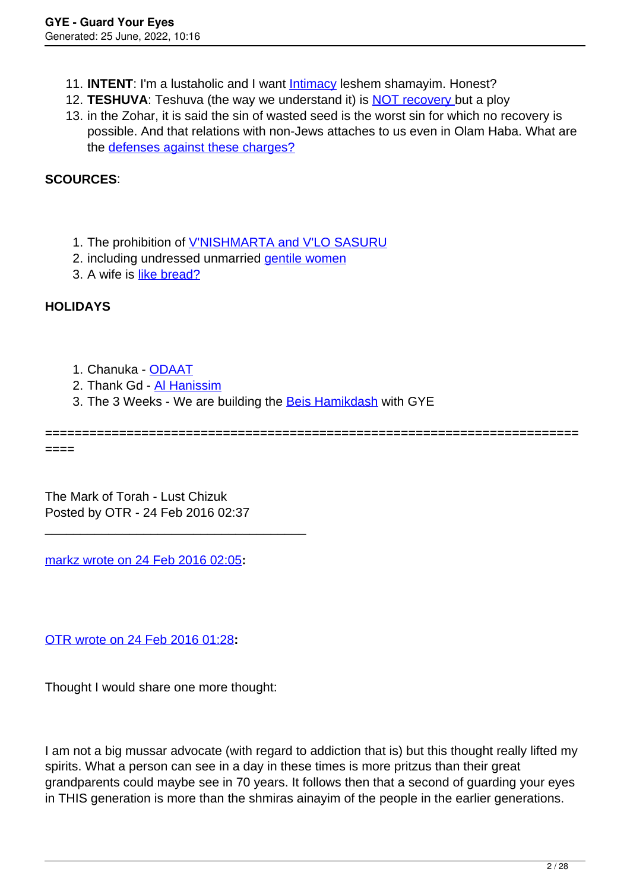11. **INTENT**: I'm a lustaholic and I want Intimacy leshem shamayim. Honest?
12. **TESHUVA**: Teshuva (the way we understand it) is NOT recovery but a ploy
13. in the Zohar, it is said the sin of wasted seed is the worst sin for which no recovery is possible. And that relations with non-Jews attaches to us even in Olam Haba. What are the defenses against these charges?

**SCOURCES**:

1. The prohibition of V'NISHMARTA and V'LO SASURU
2. including undressed unmarried gentile women
3. A wife is like bread?

**HOLIDAYS**

1. Chanuka - ODAAT
2. Thank Gd - Al Hanissim
3. The 3 Weeks - We are building the Beis Hamikdash with GYE

========================================================================

The Mark of Torah - Lust Chizuk
Posted by OTR - 24 Feb 2016 02:37

---

markz wrote on 24 Feb 2016 02:05**:**

OTR wrote on 24 Feb 2016 01:28**:**

Thought I would share one more thought:

I am not a big mussar advocate (with regard to addiction that is) but this thought really lifted my spirits. What a person can see in a day in these times is more pritzus than their great grandparents could maybe see in 70 years. It follows then that a second of guarding your eyes in THIS generation is more than the shmiras ainayim of the people in the earlier generations.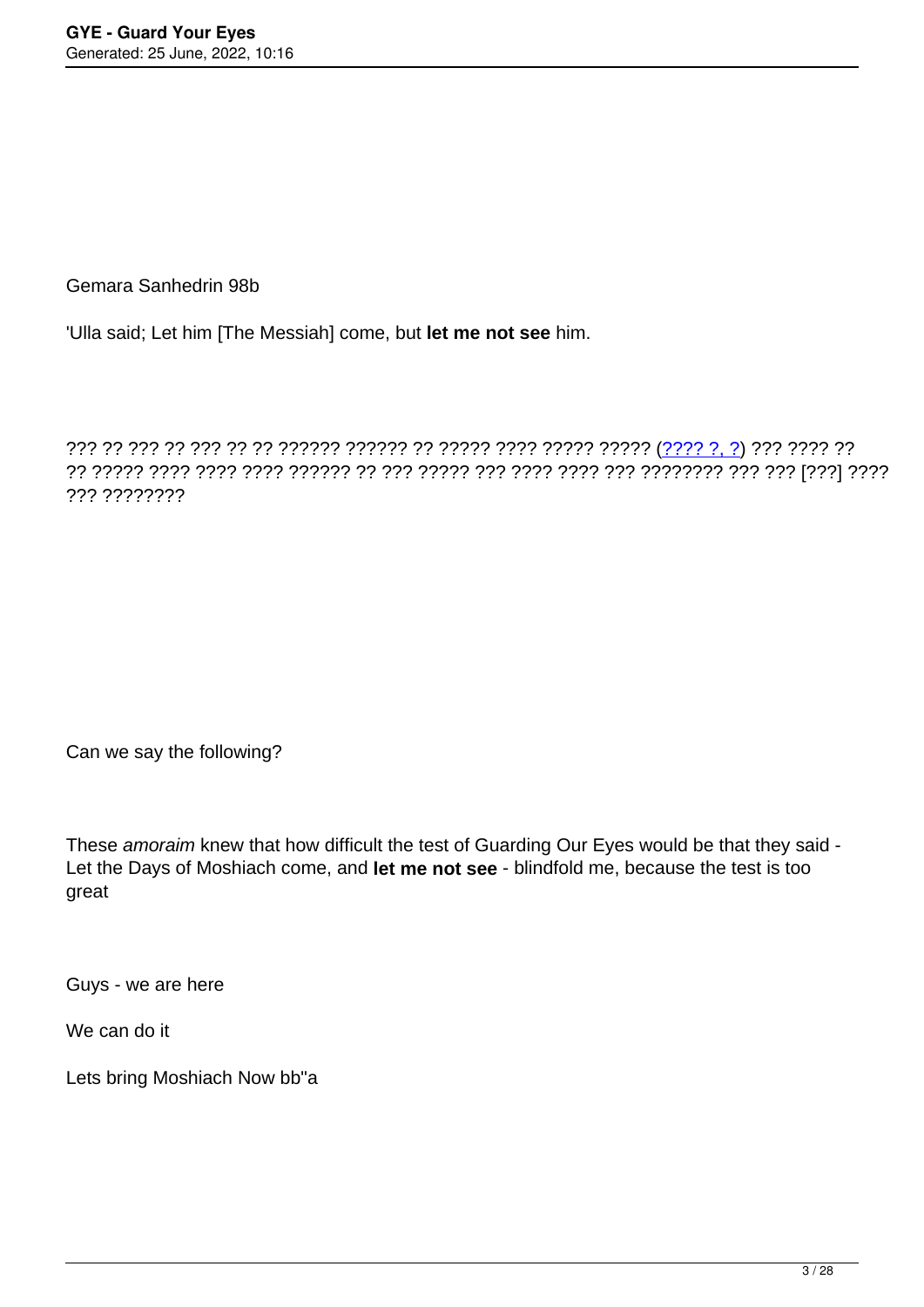Gemara Sanhedrin 98b

'Ulla said; Let him [The Messiah] come, but **let me not see** him.

??? ?? ??? ?? ??? ?? ?? ?????? ?????? ?? ????? ???? ????? ????? (???? ?, ?) ??? ???? ?? ?? ????? ???? ???? ???? ?????? ?? ??? ????? ??? ???? ???? ??? ???????? ??? ??? [???] ???? ??? ????????

Can we say the following?

These *amoraim* knew that how difficult the test of Guarding Our Eyes would be that they said - Let the Days of Moshiach come, and **let me not see** - blindfold me, because the test is too great

Guys - we are here

We can do it

Lets bring Moshiach Now bb"a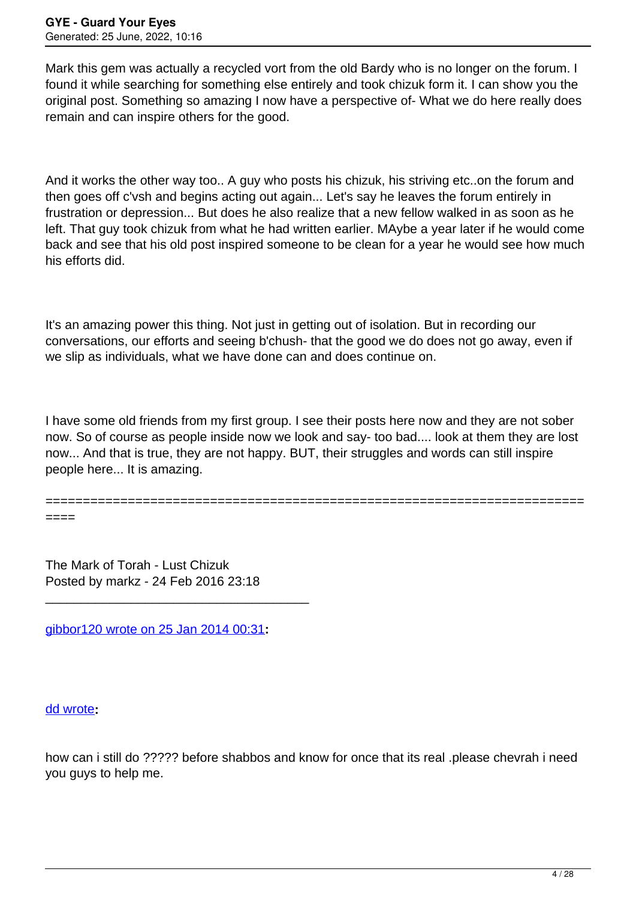Mark this gem was actually a recycled vort from the old Bardy who is no longer on the forum. I found it while searching for something else entirely and took chizuk form it. I can show you the original post. Something so amazing I now have a perspective of- What we do here really does remain and can inspire others for the good.

And it works the other way too.. A guy who posts his chizuk, his striving etc..on the forum and then goes off c'vsh and begins acting out again... Let's say he leaves the forum entirely in frustration or depression... But does he also realize that a new fellow walked in as soon as he left. That guy took chizuk from what he had written earlier. MAybe a year later if he would come back and see that his old post inspired someone to be clean for a year he would see how much his efforts did.

It's an amazing power this thing. Not just in getting out of isolation. But in recording our conversations, our efforts and seeing b'chush- that the good we do does not go away, even if we slip as individuals, what we have done can and does continue on.

I have some old friends from my first group. I see their posts here now and they are not sober now. So of course as people inside now we look and say- too bad.... look at them they are lost now... And that is true, they are not happy. BUT, their struggles and words can still inspire people here... It is amazing.

============================================================================

The Mark of Torah - Lust Chizuk
Posted by markz - 24 Feb 2016 23:18

---

gibbor120 wrote on 25 Jan 2014 00:31**:**

dd wrote**:**

how can i still do ????? before shabbos and know for once that its real .please chevrah i need you guys to help me.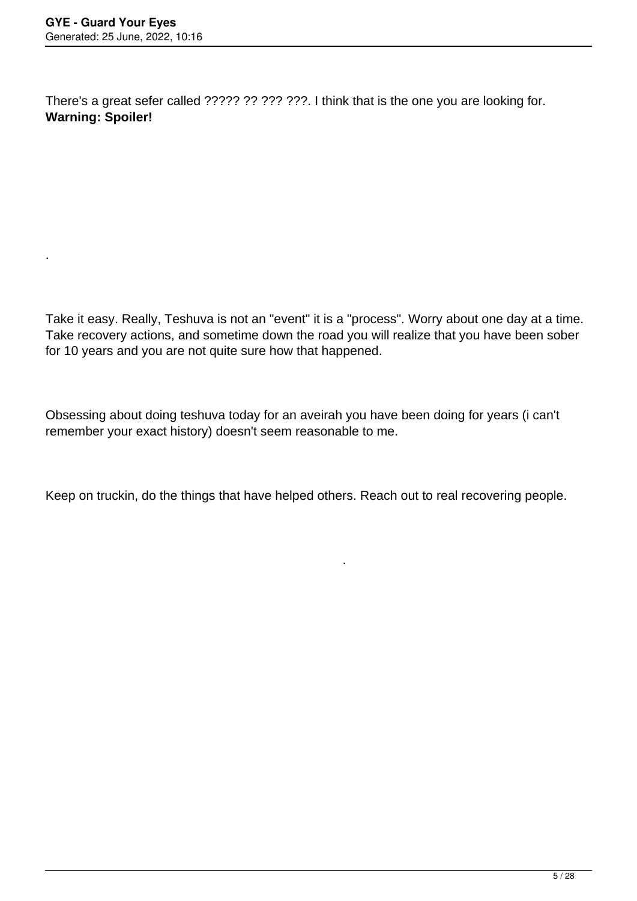There's a great sefer called ????? ?? ??? ???. I think that is the one you are looking for.
**Warning: Spoiler!**

.

Take it easy. Really, Teshuva is not an "event" it is a "process". Worry about one day at a time. Take recovery actions, and sometime down the road you will realize that you have been sober for 10 years and you are not quite sure how that happened.

Obsessing about doing teshuva today for an aveirah you have been doing for years (i can't remember your exact history) doesn't seem reasonable to me.

Keep on truckin, do the things that have helped others. Reach out to real recovering people.

.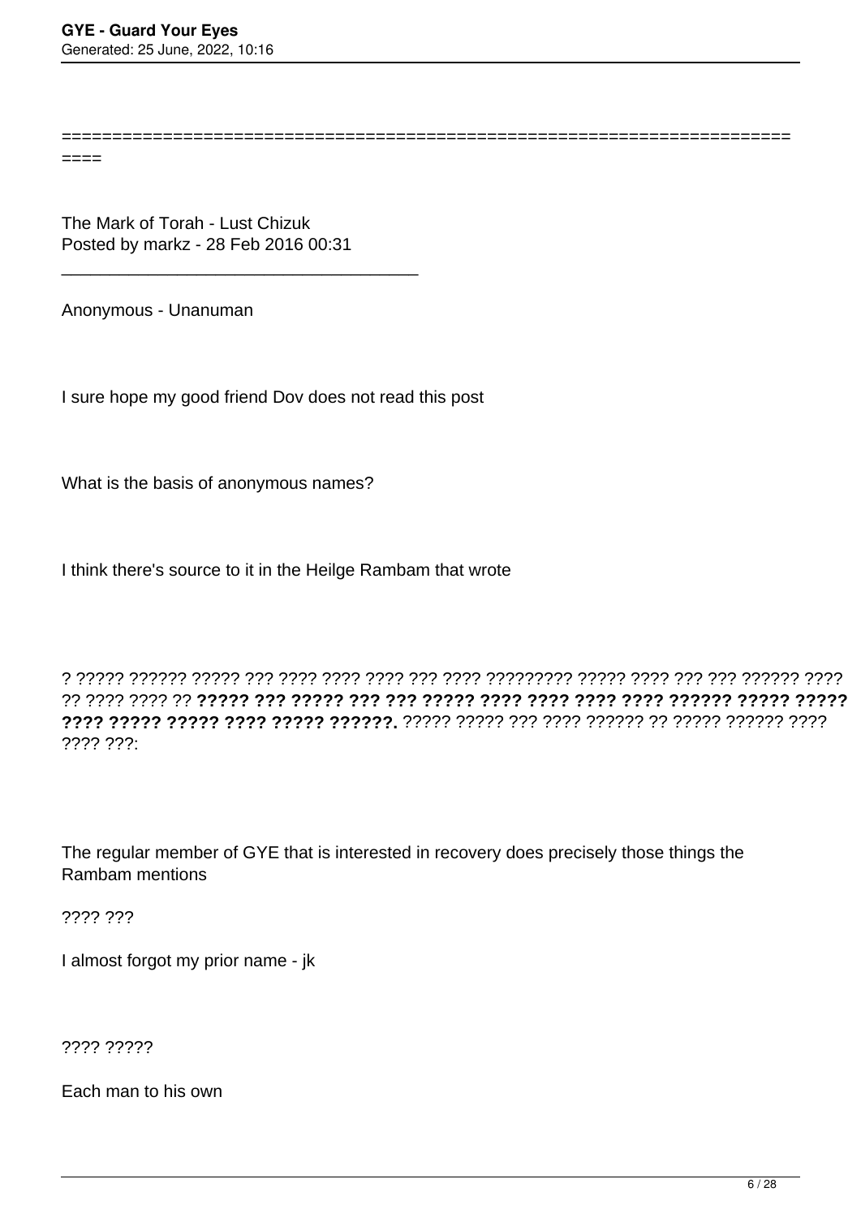==========================================================================

The Mark of Torah - Lust Chizuk
Posted by markz - 28 Feb 2016 00:31

_____________________________________

Anonymous - Unanuman

I sure hope my good friend Dov does not read this post

What is the basis of anonymous names?

I think there's source to it in the Heilge Rambam that wrote

? ????? ?????? ????? ??? ???? ???? ???? ??? ???? ????????? ????? ???? ??? ??? ?????? ???? ?? ???? ???? ?? **????? ??? ????? ??? ??? ????? ???? ???? ???? ???? ?????? ????? ????? ???? ????? ????? ???? ????? ??????.** ????? ????? ??? ???? ?????? ?? ????? ?????? ???? ???? ???:

The regular member of GYE that is interested in recovery does precisely those things the Rambam mentions

???? ???

I almost forgot my prior name - jk

???? ?????

Each man to his own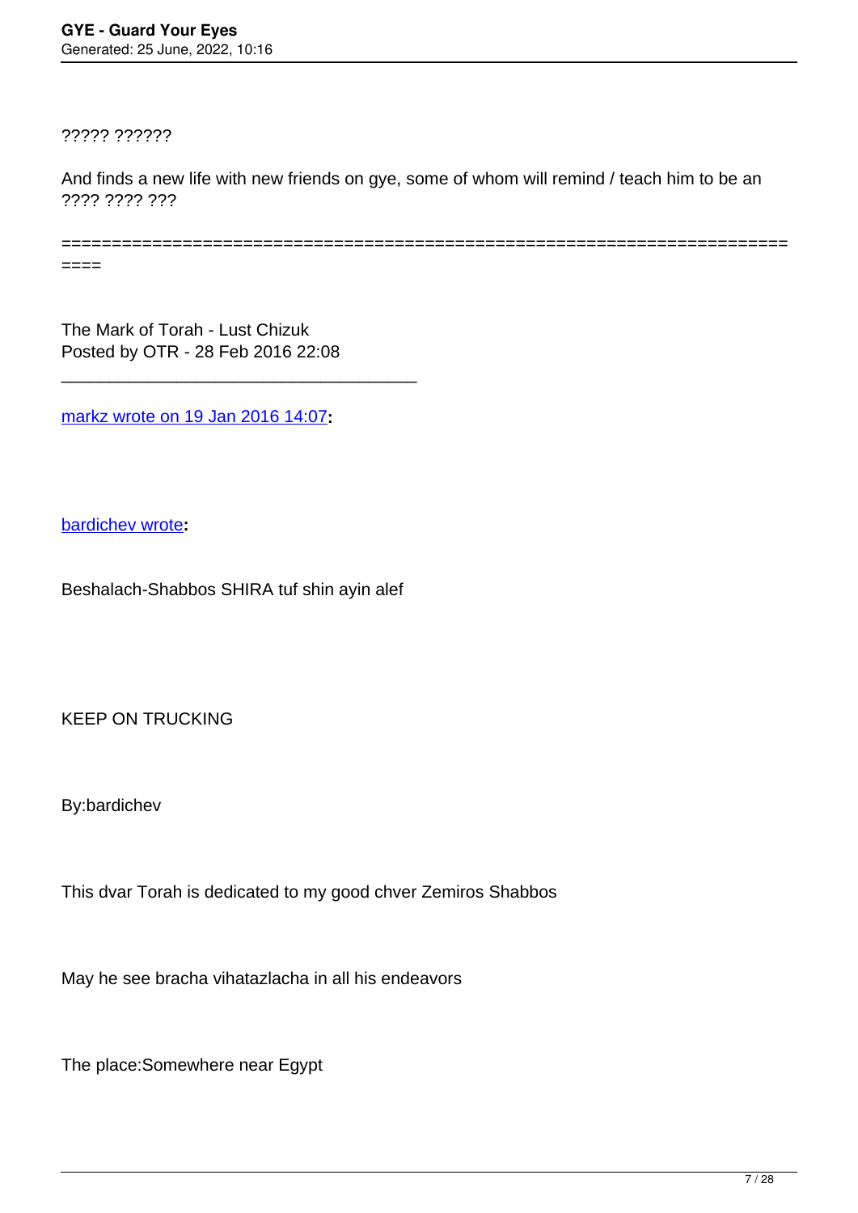????? ??????

And finds a new life with new friends on gye, some of whom will remind / teach him to be an ???? ???? ???

============================================================================

The Mark of Torah - Lust Chizuk
Posted by OTR - 28 Feb 2016 22:08

---

markz wrote on 19 Jan 2016 14:07:

bardichev wrote:

Beshalach-Shabbos SHIRA tuf shin ayin alef

KEEP ON TRUCKING

By:bardichev

This dvar Torah is dedicated to my good chver Zemiros Shabbos

May he see bracha vihatazlacha in all his endeavors

The place:Somewhere near Egypt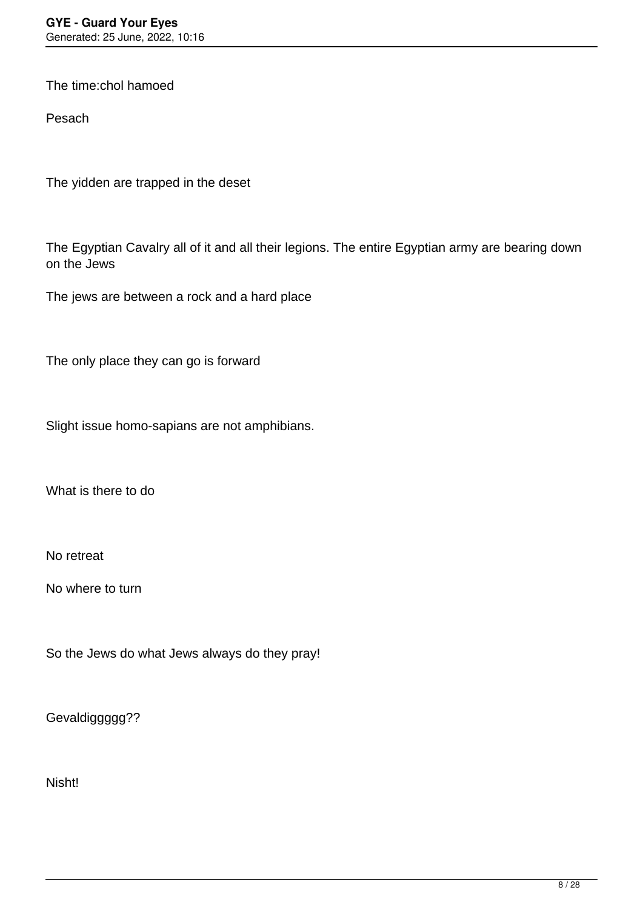The time:chol hamoed

Pesach

The yidden are trapped in the deset

The Egyptian Cavalry all of it and all their legions. The entire Egyptian army are bearing down on the Jews

The jews are between a rock and a hard place

The only place they can go is forward

Slight issue homo-sapians are not amphibians.

What is there to do

No retreat

No where to turn

So the Jews do what Jews always do they pray!

Gevaldiggggg??

Nisht!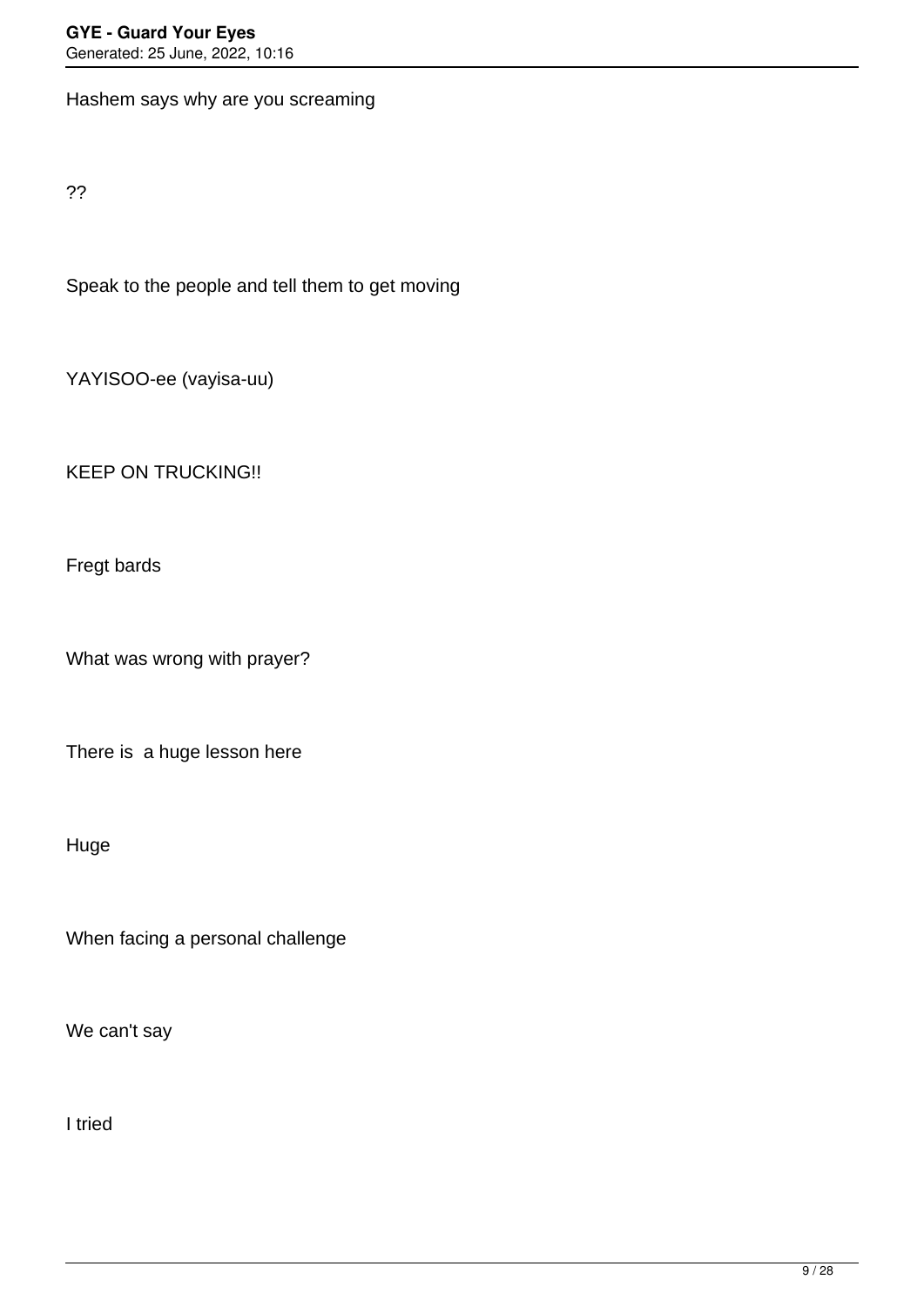Hashem says why are you screaming

??

Speak to the people and tell them to get moving

YAYISOO-ee (vayisa-uu)

KEEP ON TRUCKING!!

Fregt bards

What was wrong with prayer?

There is  a huge lesson here

Huge

When facing a personal challenge

We can't say

I tried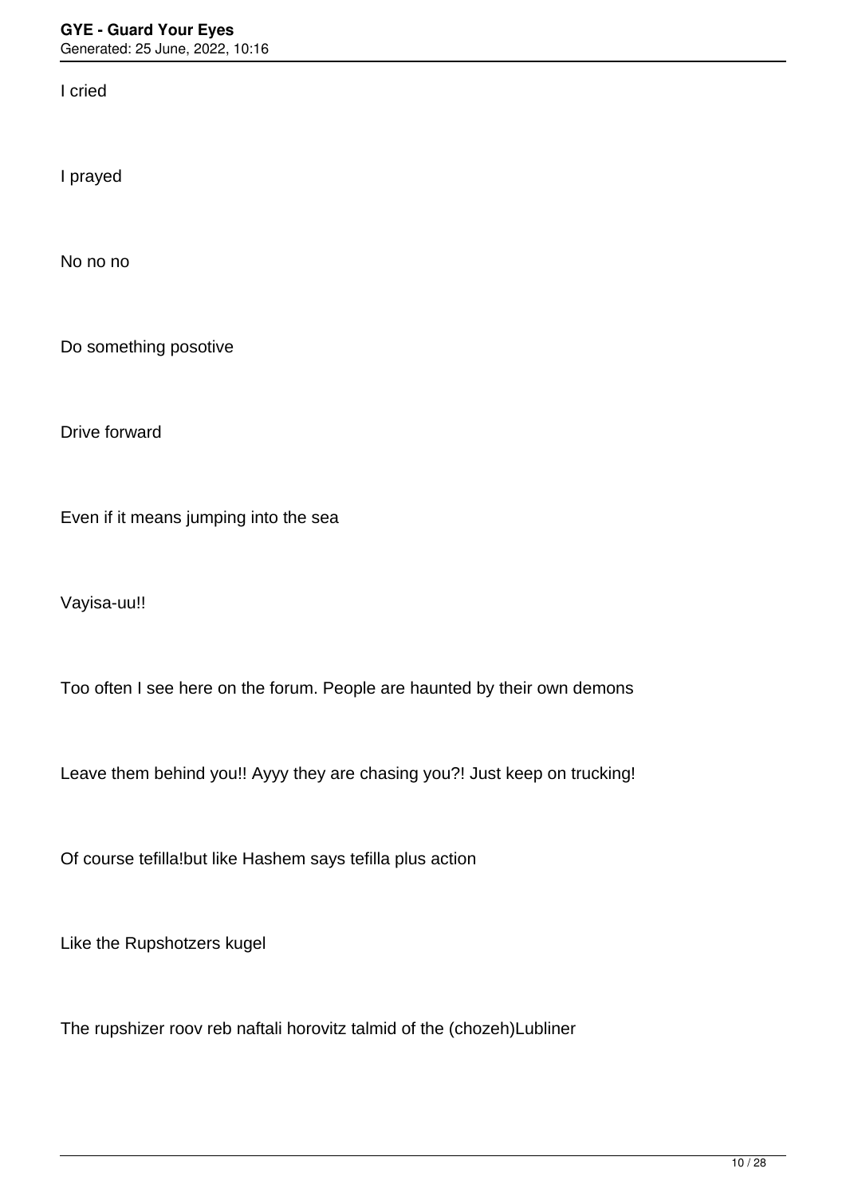I cried

I prayed

No no no

Do something posotive

Drive forward

Even if it means jumping into the sea

Vayisa-uu!!

Too often I see here on the forum. People are haunted by their own demons

Leave them behind you!! Ayyy they are chasing you?! Just keep on trucking!

Of course tefilla!but like Hashem says tefilla plus action

Like the Rupshotzers kugel

The rupshizer roov reb naftali horovitz talmid of the (chozeh)Lubliner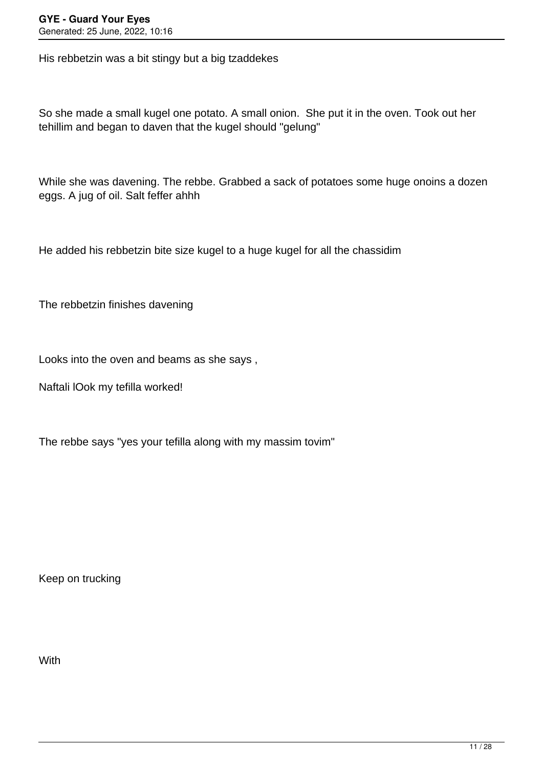His rebbetzin was a bit stingy but a big tzaddekes

So she made a small kugel one potato. A small onion.  She put it in the oven. Took out her tehillim and began to daven that the kugel should "gelung"

While she was davening. The rebbe. Grabbed a sack of potatoes some huge onoins a dozen eggs. A jug of oil. Salt feffer ahhh

He added his rebbetzin bite size kugel to a huge kugel for all the chassidim

The rebbetzin finishes davening

Looks into the oven and beams as she says ,

Naftali lOok my tefilla worked!

The rebbe says "yes your tefilla along with my massim tovim"

Keep on trucking

With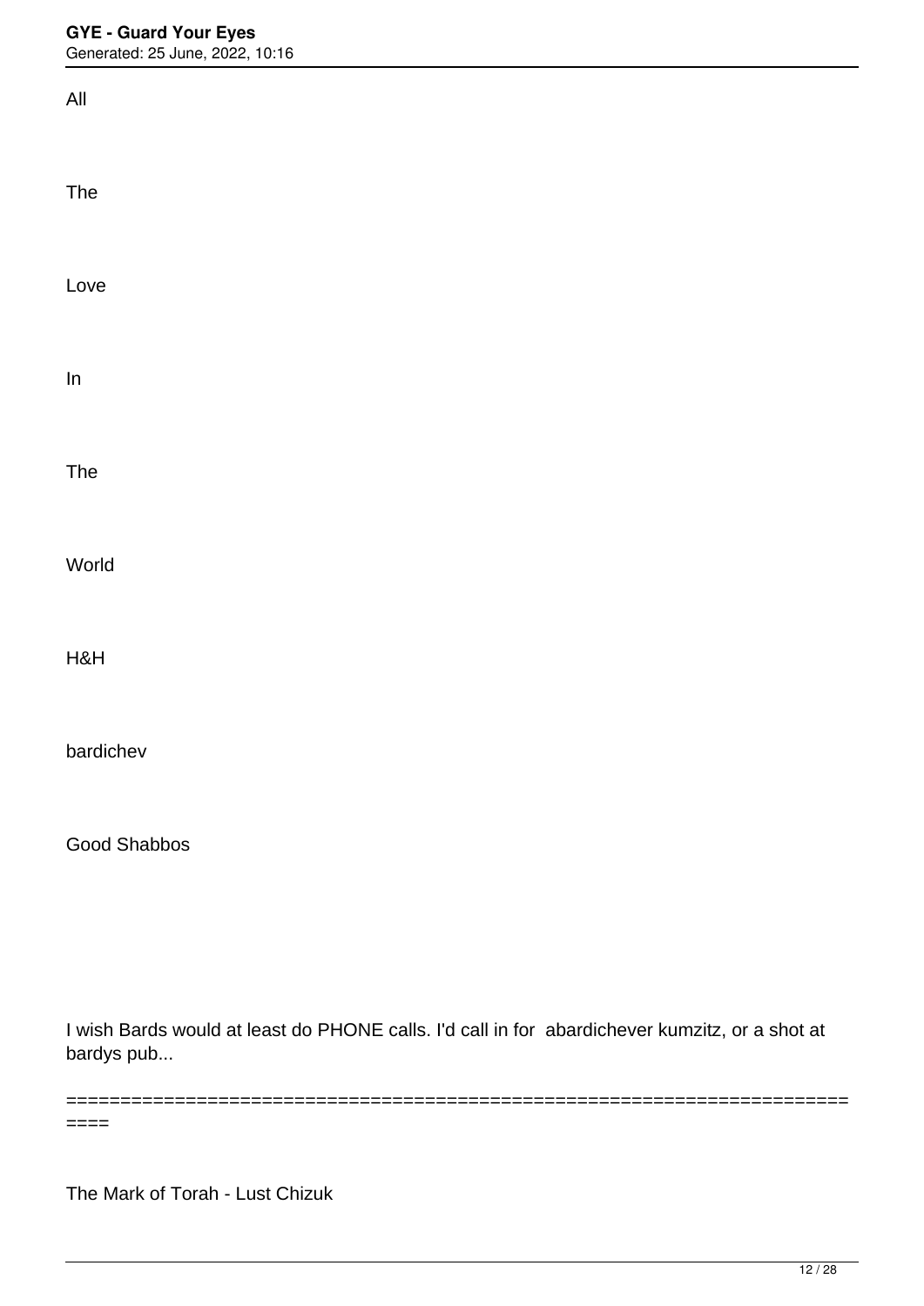All

The

Love

In

The

World

H&H

bardichev

Good Shabbos

I wish Bards would at least do PHONE calls. I'd call in for  abardichever kumzitz, or a shot at bardys pub...

========================================================================

The Mark of Torah - Lust Chizuk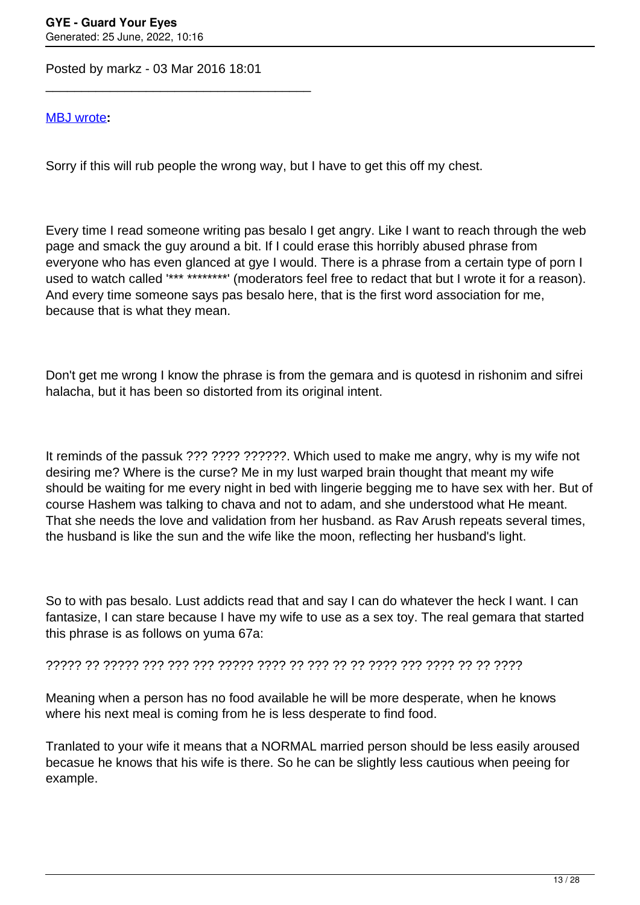Posted by markz - 03 Mar 2016 18:01

---

MBJ wrote**:**

Sorry if this will rub people the wrong way, but I have to get this off my chest.

Every time I read someone writing pas besalo I get angry. Like I want to reach through the web page and smack the guy around a bit. If I could erase this horribly abused phrase from everyone who has even glanced at gye I would. There is a phrase from a certain type of porn I used to watch called '*** ********' (moderators feel free to redact that but I wrote it for a reason). And every time someone says pas besalo here, that is the first word association for me, because that is what they mean.

Don't get me wrong I know the phrase is from the gemara and is quotesd in rishonim and sifrei halacha, but it has been so distorted from its original intent.

It reminds of the passuk ??? ???? ??????. Which used to make me angry, why is my wife not desiring me? Where is the curse? Me in my lust warped brain thought that meant my wife should be waiting for me every night in bed with lingerie begging me to have sex with her. But of course Hashem was talking to chava and not to adam, and she understood what He meant. That she needs the love and validation from her husband. as Rav Arush repeats several times, the husband is like the sun and the wife like the moon, reflecting her husband's light.

So to with pas besalo. Lust addicts read that and say I can do whatever the heck I want. I can fantasize, I can stare because I have my wife to use as a sex toy. The real gemara that started this phrase is as follows on yuma 67a:

????? ?? ????? ??? ??? ??? ????? ???? ?? ??? ?? ?? ???? ??? ???? ?? ?? ????

Meaning when a person has no food available he will be more desperate, when he knows where his next meal is coming from he is less desperate to find food.

Tranlated to your wife it means that a NORMAL married person should be less easily aroused becasue he knows that his wife is there. So he can be slightly less cautious when peeing for example.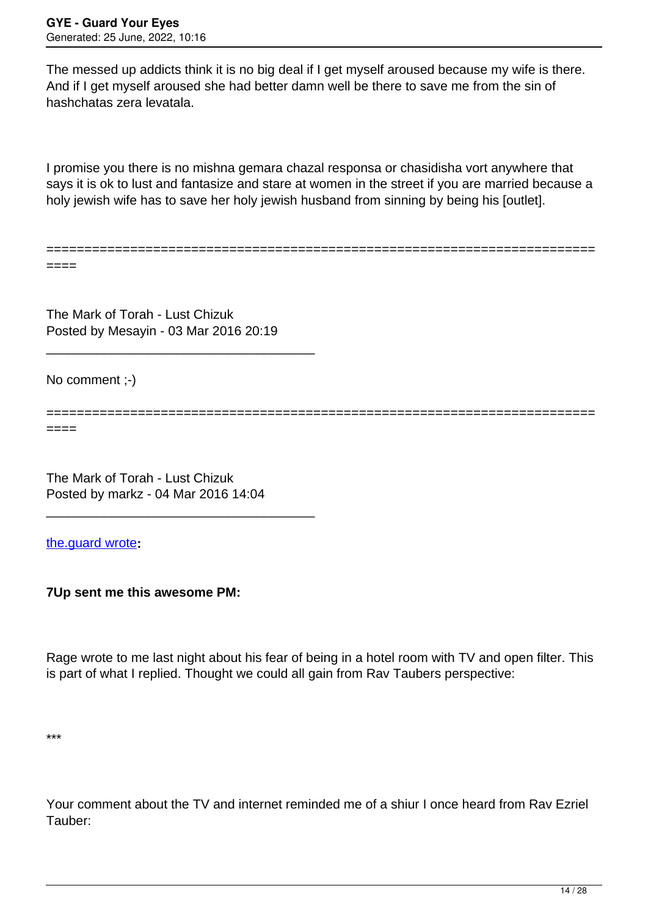The messed up addicts think it is no big deal if I get myself aroused because my wife is there. And if I get myself aroused she had better damn well be there to save me from the sin of hashchatas zera levatala.

I promise you there is no mishna gemara chazal responsa or chasidisha vort anywhere that says it is ok to lust and fantasize and stare at women in the street if you are married because a holy jewish wife has to save her holy jewish husband from sinning by being his [outlet].

============================================================================

The Mark of Torah - Lust Chizuk
Posted by Mesayin - 03 Mar 2016 20:19

---

No comment ;-)

============================================================================

The Mark of Torah - Lust Chizuk
Posted by markz - 04 Mar 2016 14:04

---

the.guard wrote**:**

**7Up sent me this awesome PM:**

Rage wrote to me last night about his fear of being in a hotel room with TV and open filter. This is part of what I replied. Thought we could all gain from Rav Taubers perspective:

***

Your comment about the TV and internet reminded me of a shiur I once heard from Rav Ezriel Tauber: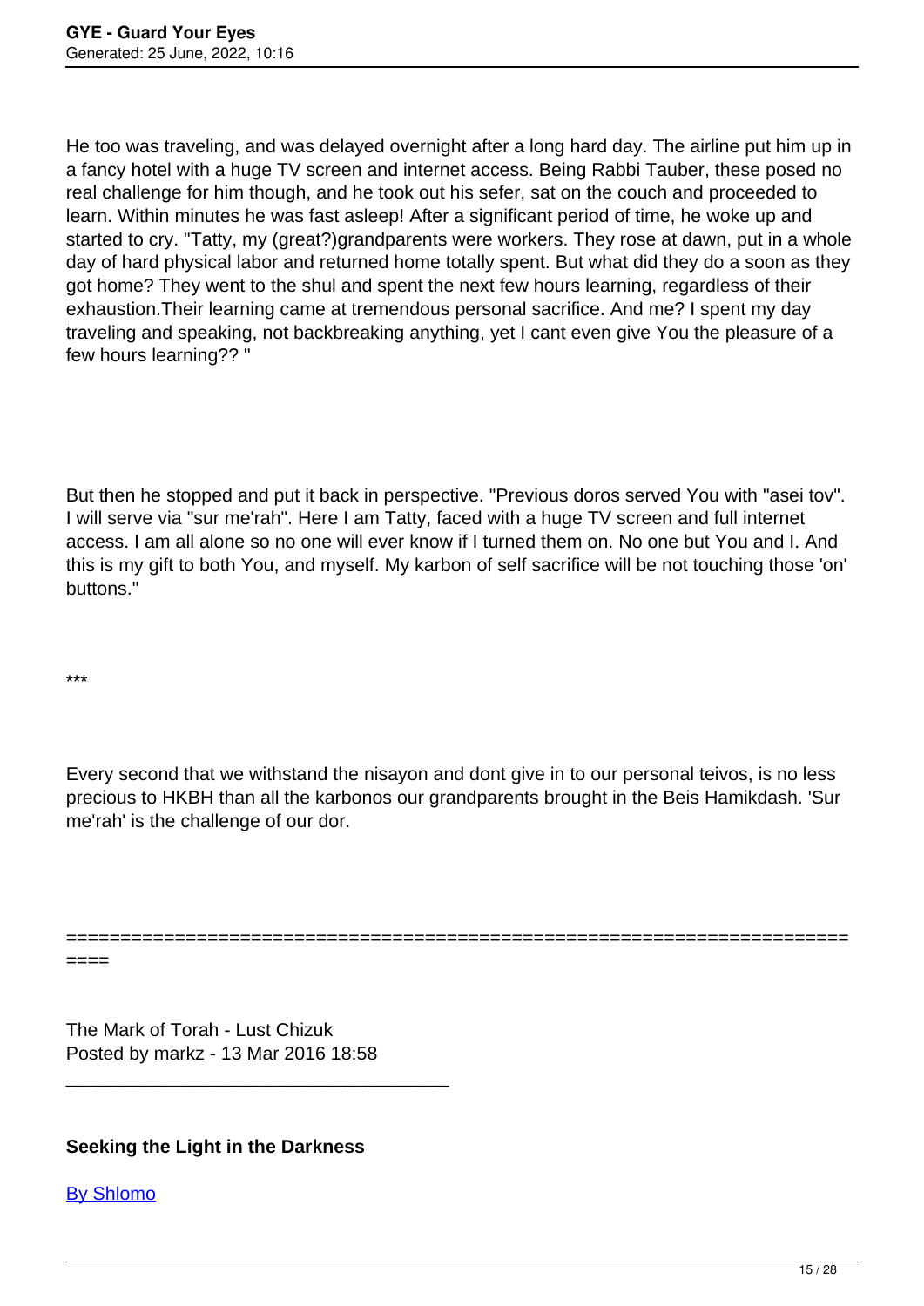He too was traveling, and was delayed overnight after a long hard day. The airline put him up in a fancy hotel with a huge TV screen and internet access. Being Rabbi Tauber, these posed no real challenge for him though, and he took out his sefer, sat on the couch and proceeded to learn. Within minutes he was fast asleep! After a significant period of time, he woke up and started to cry. "Tatty, my (great?)grandparents were workers. They rose at dawn, put in a whole day of hard physical labor and returned home totally spent. But what did they do a soon as they got home? They went to the shul and spent the next few hours learning, regardless of their exhaustion.Their learning came at tremendous personal sacrifice. And me? I spent my day traveling and speaking, not backbreaking anything, yet I cant even give You the pleasure of a few hours learning?? "

But then he stopped and put it back in perspective. "Previous doros served You with "asei tov". I will serve via "sur me'rah". Here I am Tatty, faced with a huge TV screen and full internet access. I am all alone so no one will ever know if I turned them on. No one but You and I. And this is my gift to both You, and myself. My karbon of self sacrifice will be not touching those 'on' buttons."

***

Every second that we withstand the nisayon and dont give in to our personal teivos, is no less precious to HKBH than all the karbonos our grandparents brought in the Beis Hamikdash. 'Sur me'rah' is the challenge of our dor.

============================================================================

The Mark of Torah - Lust Chizuk
Posted by markz - 13 Mar 2016 18:58

---

**Seeking the Light in the Darkness**

By Shlomo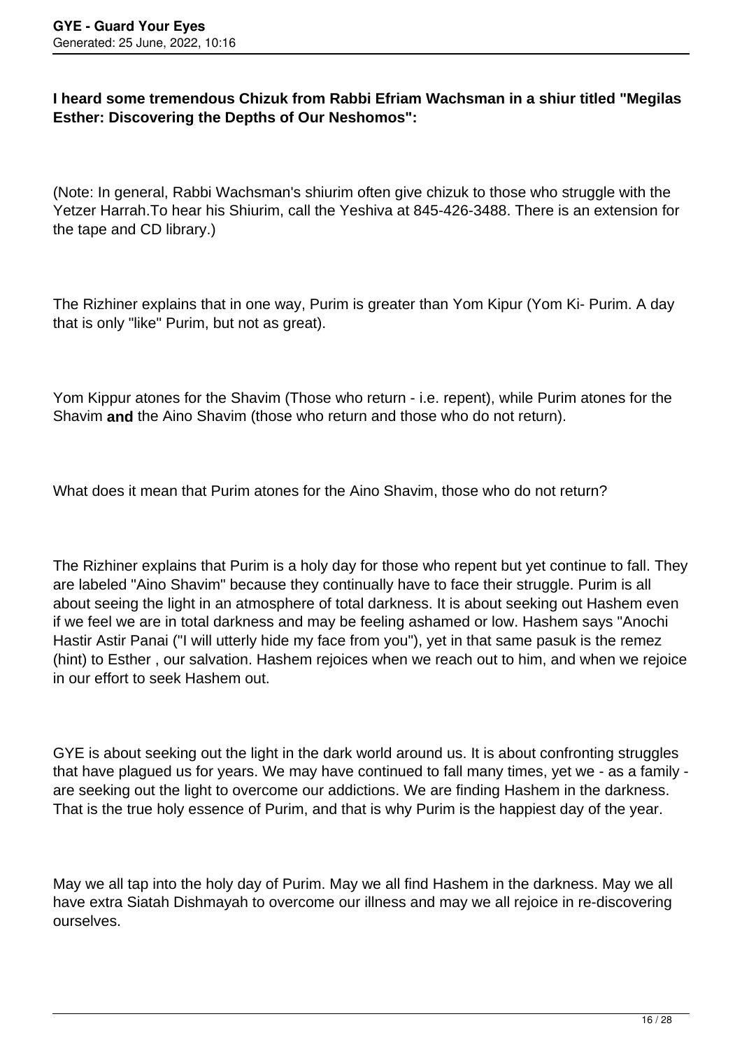**I heard some tremendous Chizuk from Rabbi Efriam Wachsman in a shiur titled "Megilas Esther: Discovering the Depths of Our Neshomos":**

(Note: In general, Rabbi Wachsman's shiurim often give chizuk to those who struggle with the Yetzer Harrah.To hear his Shiurim, call the Yeshiva at 845-426-3488. There is an extension for the tape and CD library.)

The Rizhiner explains that in one way, Purim is greater than Yom Kipur (Yom Ki- Purim. A day that is only "like" Purim, but not as great).

Yom Kippur atones for the Shavim (Those who return - i.e. repent), while Purim atones for the Shavim **and** the Aino Shavim (those who return and those who do not return).

What does it mean that Purim atones for the Aino Shavim, those who do not return?

The Rizhiner explains that Purim is a holy day for those who repent but yet continue to fall. They are labeled "Aino Shavim" because they continually have to face their struggle. Purim is all about seeing the light in an atmosphere of total darkness. It is about seeking out Hashem even if we feel we are in total darkness and may be feeling ashamed or low. Hashem says "Anochi Hastir Astir Panai ("I will utterly hide my face from you"), yet in that same pasuk is the remez (hint) to Esther , our salvation. Hashem rejoices when we reach out to him, and when we rejoice in our effort to seek Hashem out.

GYE is about seeking out the light in the dark world around us. It is about confronting struggles that have plagued us for years. We may have continued to fall many times, yet we - as a family - are seeking out the light to overcome our addictions. We are finding Hashem in the darkness. That is the true holy essence of Purim, and that is why Purim is the happiest day of the year.

May we all tap into the holy day of Purim. May we all find Hashem in the darkness. May we all have extra Siatah Dishmayah to overcome our illness and may we all rejoice in re-discovering ourselves.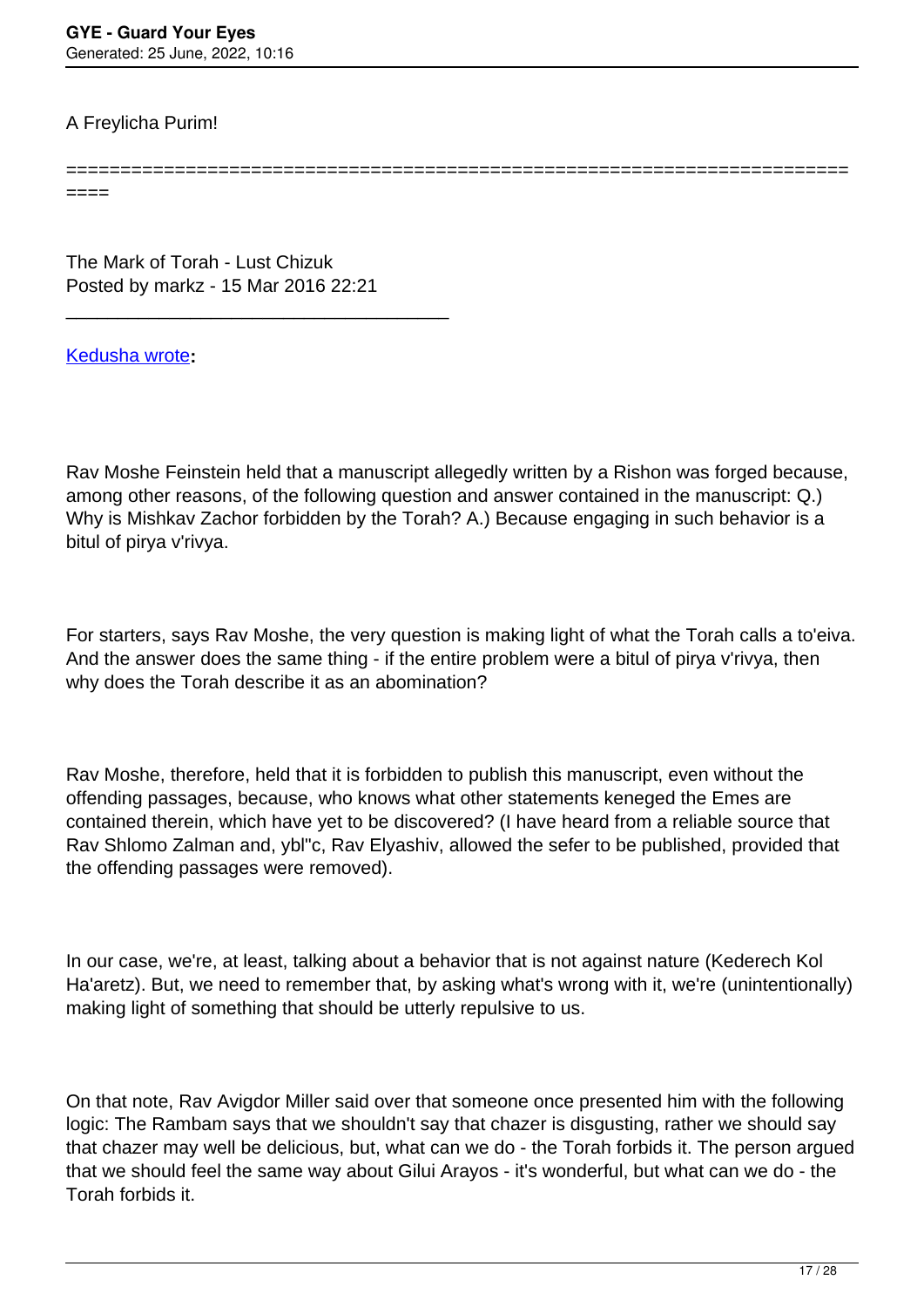A Freylicha Purim!

============================================================================

The Mark of Torah - Lust Chizuk
Posted by markz - 15 Mar 2016 22:21

_____________________________________

[Kedusha wrote](#)**:**

Rav Moshe Feinstein held that a manuscript allegedly written by a Rishon was forged because, among other reasons, of the following question and answer contained in the manuscript: Q.) Why is Mishkav Zachor forbidden by the Torah? A.) Because engaging in such behavior is a bitul of pirya v'rivya.

For starters, says Rav Moshe, the very question is making light of what the Torah calls a to'eiva. And the answer does the same thing - if the entire problem were a bitul of pirya v'rivya, then why does the Torah describe it as an abomination?

Rav Moshe, therefore, held that it is forbidden to publish this manuscript, even without the offending passages, because, who knows what other statements keneged the Emes are contained therein, which have yet to be discovered? (I have heard from a reliable source that Rav Shlomo Zalman and, ybl"c, Rav Elyashiv, allowed the sefer to be published, provided that the offending passages were removed).

In our case, we're, at least, talking about a behavior that is not against nature (Kederech Kol Ha'aretz). But, we need to remember that, by asking what's wrong with it, we're (unintentionally) making light of something that should be utterly repulsive to us.

On that note, Rav Avigdor Miller said over that someone once presented him with the following logic: The Rambam says that we shouldn't say that chazer is disgusting, rather we should say that chazer may well be delicious, but, what can we do - the Torah forbids it. The person argued that we should feel the same way about Gilui Arayos - it's wonderful, but what can we do - the Torah forbids it.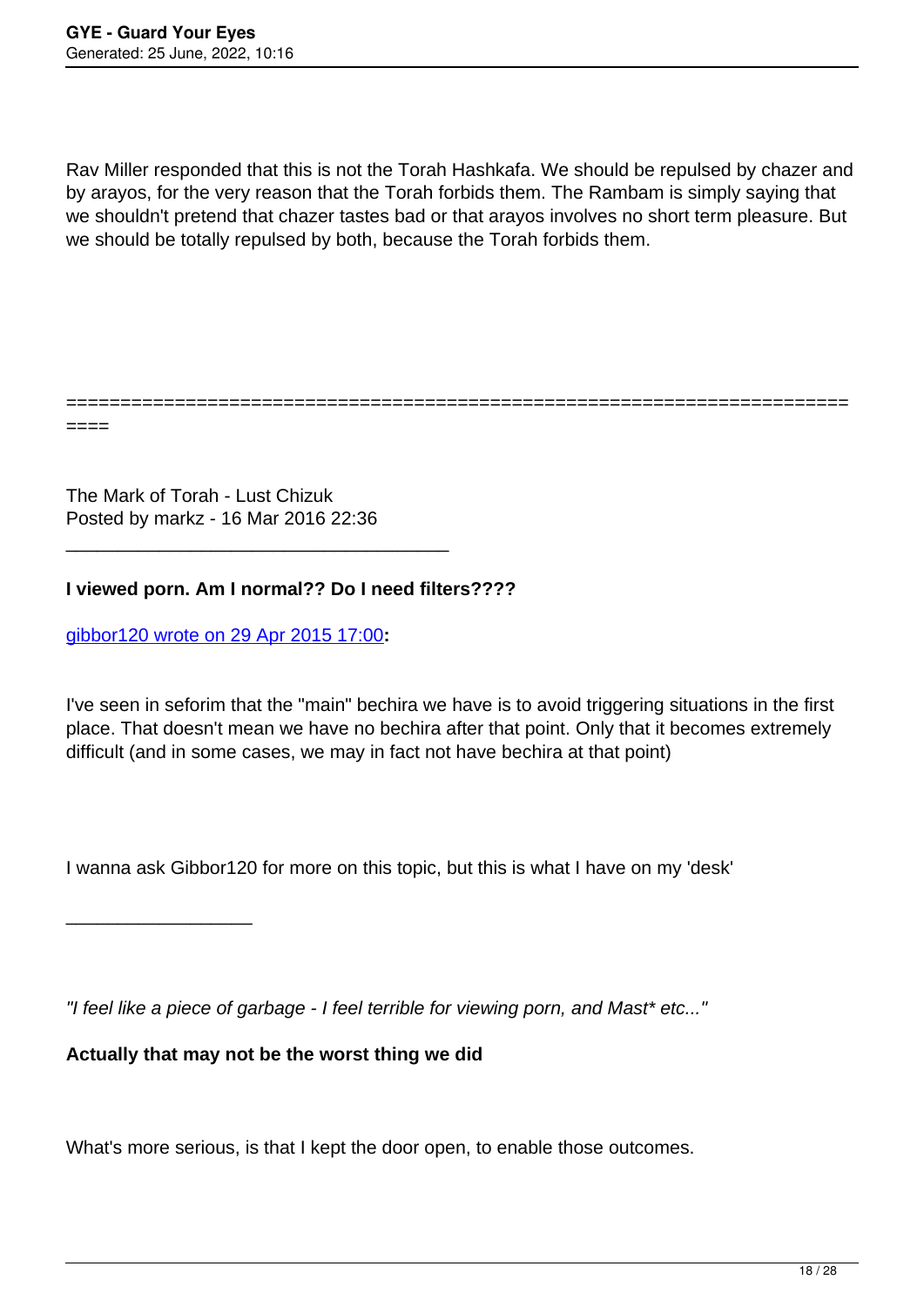Rav Miller responded that this is not the Torah Hashkafa. We should be repulsed by chazer and by arayos, for the very reason that the Torah forbids them. The Rambam is simply saying that we shouldn't pretend that chazer tastes bad or that arayos involves no short term pleasure. But we should be totally repulsed by both, because the Torah forbids them.

============================================================================

The Mark of Torah - Lust Chizuk
Posted by markz - 16 Mar 2016 22:36

_____________________________________

**I viewed porn. Am I normal?? Do I need filters????**

gibbor120 wrote on 29 Apr 2015 17:00**:**

I've seen in seforim that the "main" bechira we have is to avoid triggering situations in the first place. That doesn't mean we have no bechira after that point. Only that it becomes extremely difficult (and in some cases, we may in fact not have bechira at that point)

I wanna ask Gibbor120 for more on this topic, but this is what I have on my 'desk'

__________________

*"I feel like a piece of garbage - I feel terrible for viewing porn, and Mast* etc..."*

**Actually that may not be the worst thing we did**

What's more serious, is that I kept the door open, to enable those outcomes.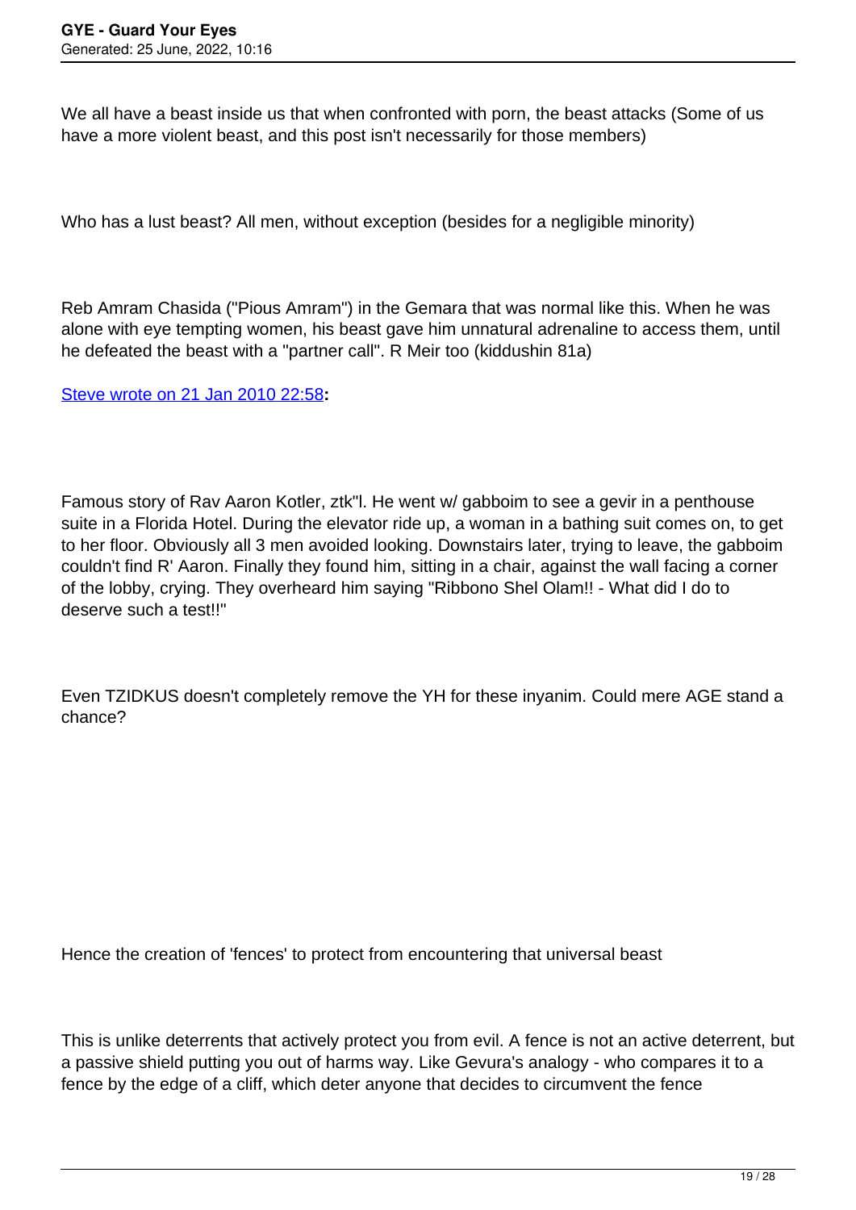We all have a beast inside us that when confronted with porn, the beast attacks (Some of us have a more violent beast, and this post isn't necessarily for those members)

Who has a lust beast? All men, without exception (besides for a negligible minority)

Reb Amram Chasida ("Pious Amram") in the Gemara that was normal like this. When he was alone with eye tempting women, his beast gave him unnatural adrenaline to access them, until he defeated the beast with a "partner call". R Meir too (kiddushin 81a)

[Steve wrote on 21 Jan 2010 22:58](#)**:**

Famous story of Rav Aaron Kotler, ztk"l. He went w/ gabboim to see a gevir in a penthouse suite in a Florida Hotel. During the elevator ride up, a woman in a bathing suit comes on, to get to her floor. Obviously all 3 men avoided looking. Downstairs later, trying to leave, the gabboim couldn't find R' Aaron. Finally they found him, sitting in a chair, against the wall facing a corner of the lobby, crying. They overheard him saying "Ribbono Shel Olam!! - What did I do to deserve such a test!!"

Even TZIDKUS doesn't completely remove the YH for these inyanim. Could mere AGE stand a chance?

Hence the creation of 'fences' to protect from encountering that universal beast

This is unlike deterrents that actively protect you from evil. A fence is not an active deterrent, but a passive shield putting you out of harms way. Like Gevura's analogy - who compares it to a fence by the edge of a cliff, which deter anyone that decides to circumvent the fence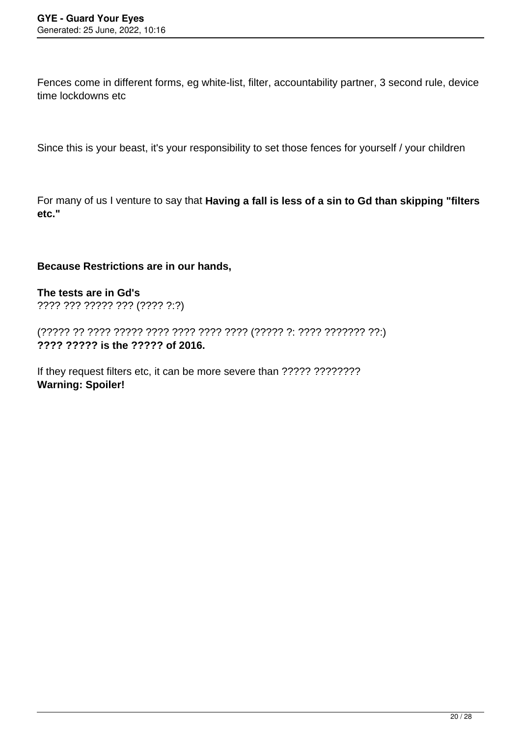Fences come in different forms, eg white-list, filter, accountability partner, 3 second rule, device time lockdowns etc

Since this is your beast, it's your responsibility to set those fences for yourself / your children

For many of us I venture to say that **Having a fall is less of a sin to Gd than skipping "filters etc."**

**Because Restrictions are in our hands,**

**The tests are in Gd's**
???? ??? ????? ??? (???? ?:?)

(????? ?? ???? ????? ???? ???? ???? ???? (????? ?: ???? ??????? ??:)
**???? ????? is the ????? of 2016.**

If they request filters etc, it can be more severe than ????? ????????
**Warning: Spoiler!**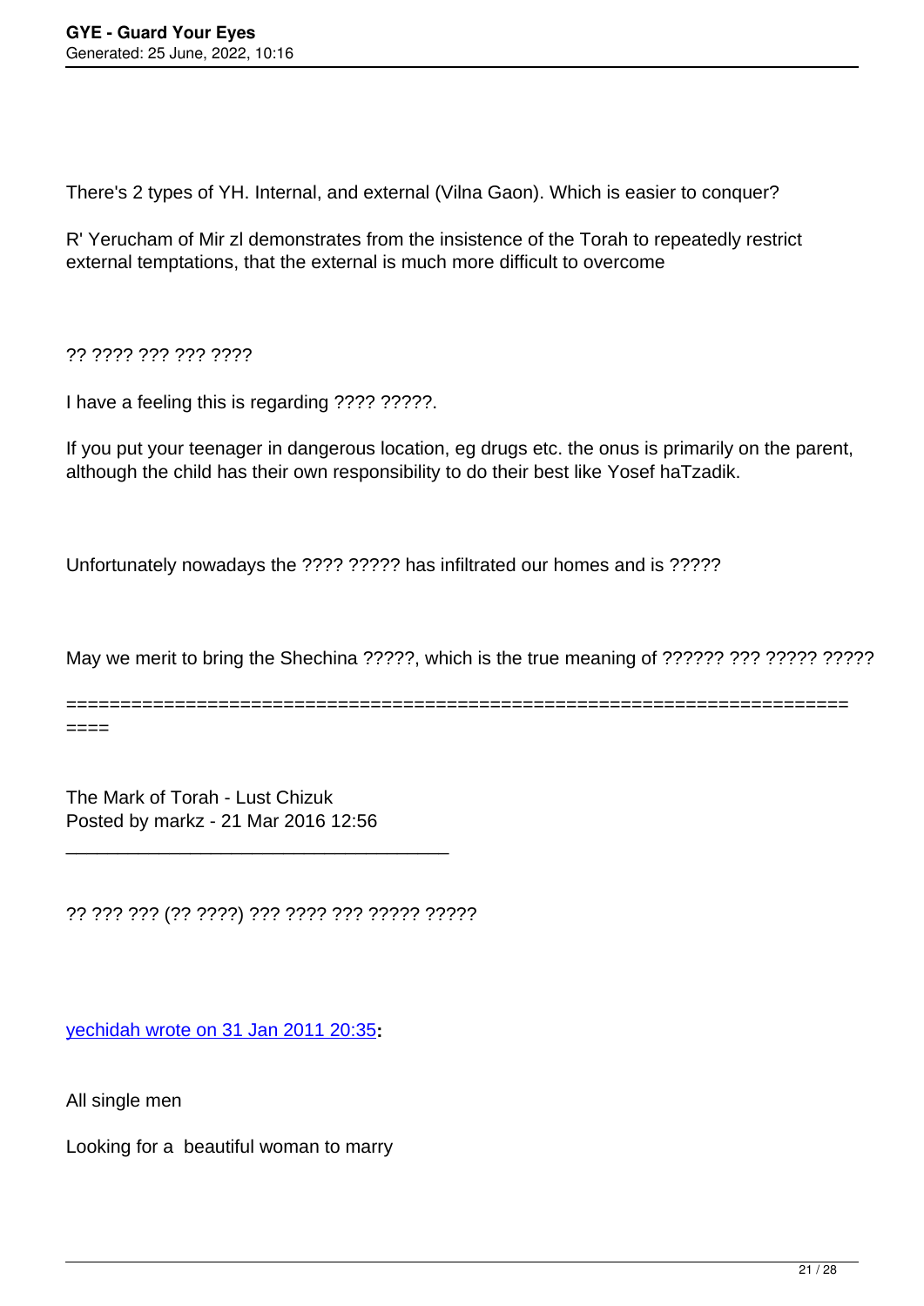There's 2 types of YH. Internal, and external (Vilna Gaon). Which is easier to conquer?

R' Yerucham of Mir zl demonstrates from the insistence of the Torah to repeatedly restrict external temptations, that the external is much more difficult to overcome

?? ???? ??? ??? ????

I have a feeling this is regarding ???? ?????.

If you put your teenager in dangerous location, eg drugs etc. the onus is primarily on the parent, although the child has their own responsibility to do their best like Yosef haTzadik.

Unfortunately nowadays the ???? ????? has infiltrated our homes and is ?????

May we merit to bring the Shechina ?????, which is the true meaning of ?????? ??? ????? ?????

============================================================================

The Mark of Torah - Lust Chizuk
Posted by markz - 21 Mar 2016 12:56

_____________________________________

?? ??? ??? (?? ????) ??? ???? ??? ????? ?????

yechidah wrote on 31 Jan 2011 20:35**:**

All single men

Looking for a beautiful woman to marry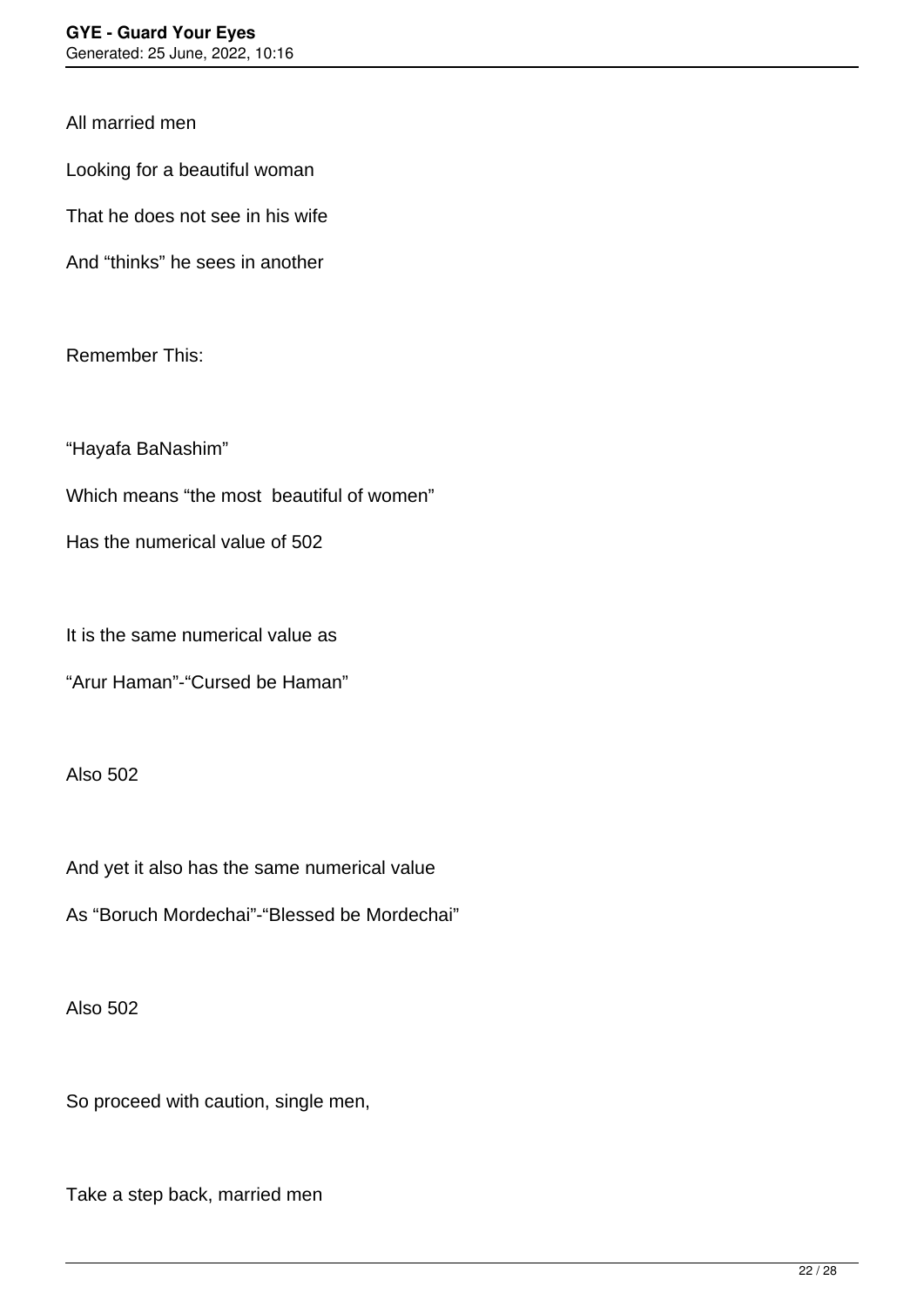All married men

Looking for a beautiful woman

That he does not see in his wife

And “thinks” he sees in another

Remember This:

“Hayafa BaNashim”

Which means “the most  beautiful of women”

Has the numerical value of 502

It is the same numerical value as

“Arur Haman”-“Cursed be Haman”

Also 502

And yet it also has the same numerical value

As “Boruch Mordechai”-“Blessed be Mordechai”

Also 502

So proceed with caution, single men,

Take a step back, married men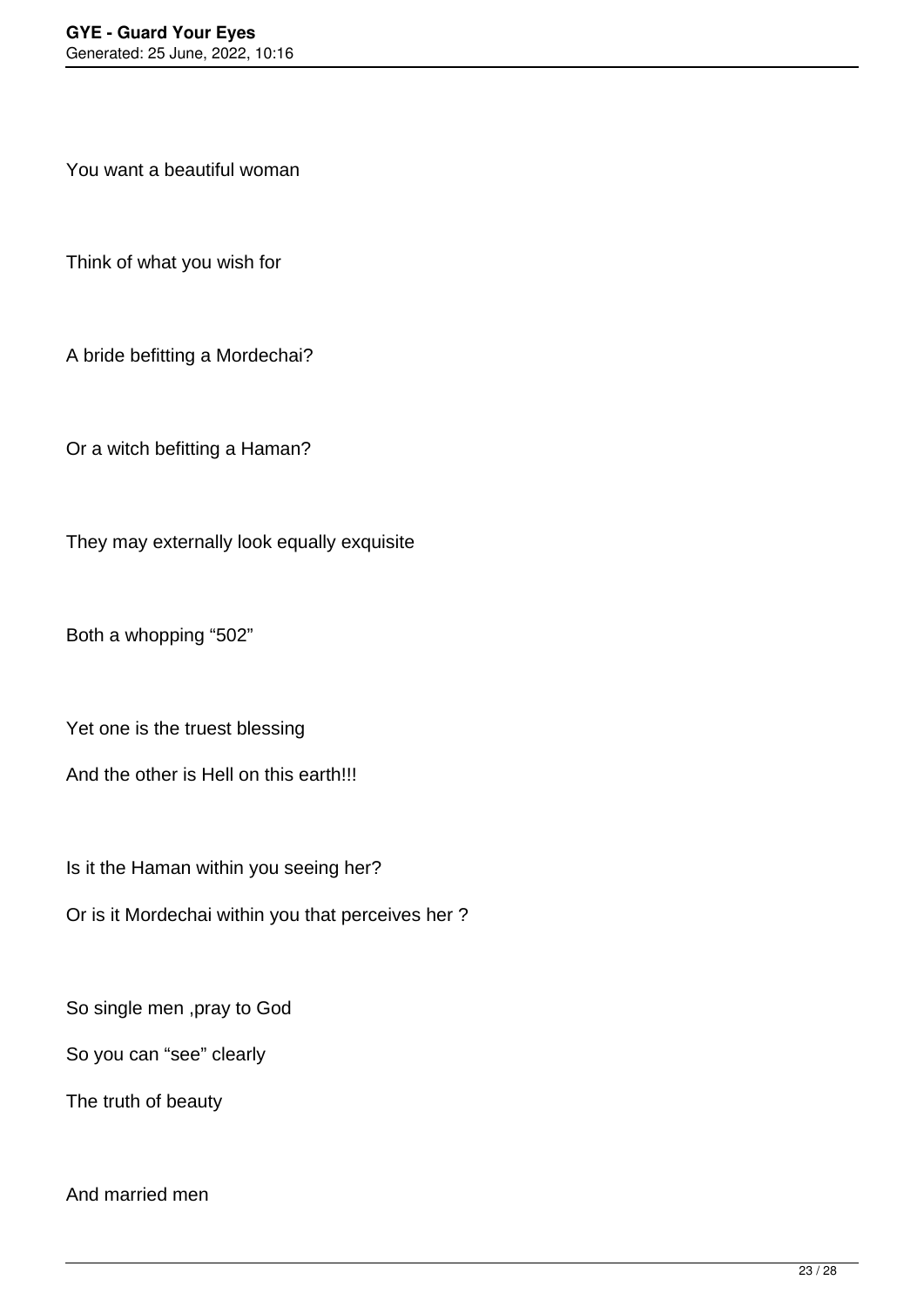You want a beautiful woman

Think of what you wish for

A bride befitting a Mordechai?

Or a witch befitting a Haman?

They may externally look equally exquisite

Both a whopping “502”

Yet one is the truest blessing

And the other is Hell on this earth!!!

Is it the Haman within you seeing her?

Or is it Mordechai within you that perceives her ?

So single men ,pray to God

So you can “see” clearly

The truth of beauty

And married men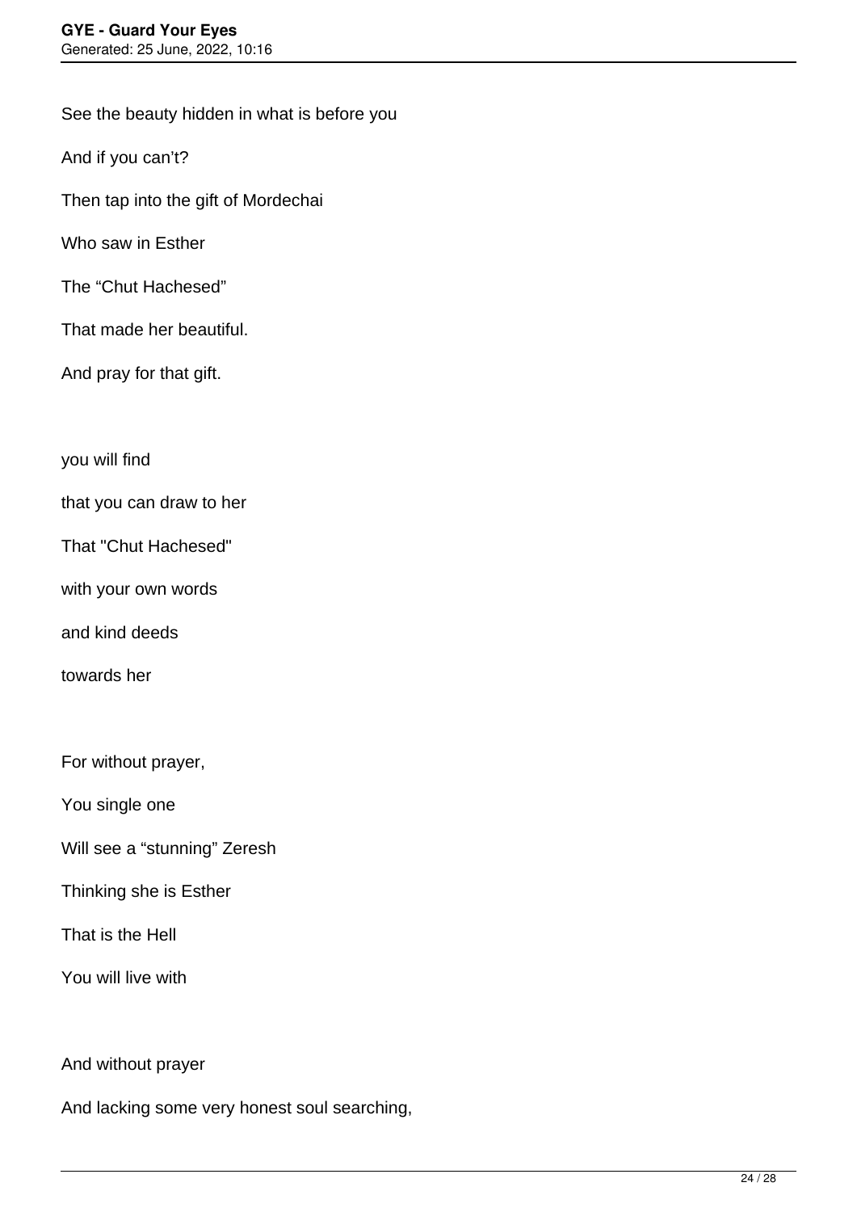See the beauty hidden in what is before you

And if you can't?

Then tap into the gift of Mordechai

Who saw in Esther

The "Chut Hachesed"

That made her beautiful.

And pray for that gift.

you will find

that you can draw to her

That "Chut Hachesed"

with your own words

and kind deeds

towards her

For without prayer,

You single one

Will see a "stunning" Zeresh

Thinking she is Esther

That is the Hell

You will live with

And without prayer

And lacking some very honest soul searching,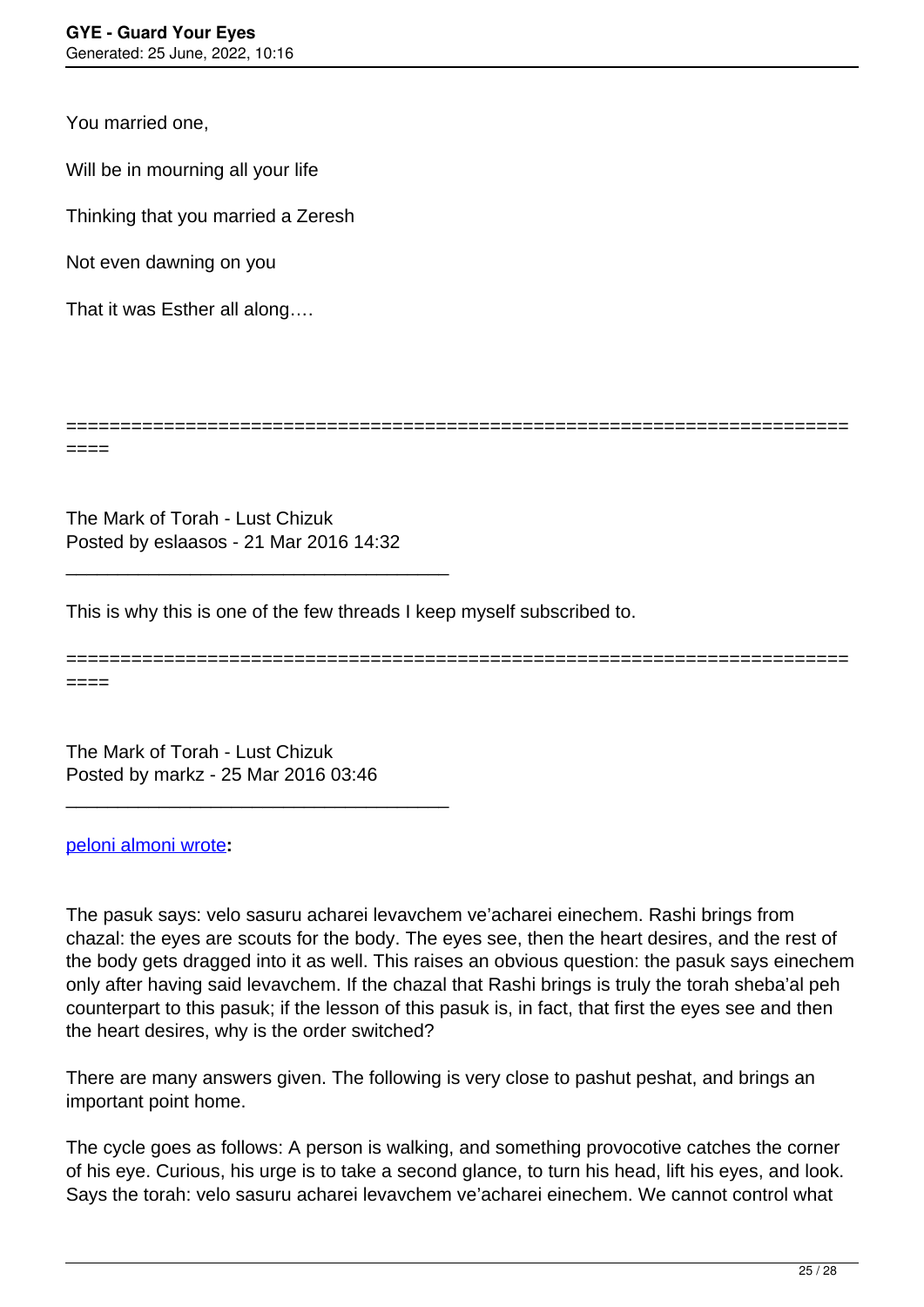You married one,

Will be in mourning all your life

Thinking that you married a Zeresh

Not even dawning on you

That it was Esther all along….

========================================================================
====

The Mark of Torah - Lust Chizuk
Posted by eslaasos - 21 Mar 2016 14:32

_____________________________________

This is why this is one of the few threads I keep myself subscribed to.

========================================================================
====

The Mark of Torah - Lust Chizuk
Posted by markz - 25 Mar 2016 03:46

_____________________________________

peloni almoni wrote**:**

The pasuk says: velo sasuru acharei levavchem ve'acharei einechem. Rashi brings from chazal: the eyes are scouts for the body. The eyes see, then the heart desires, and the rest of the body gets dragged into it as well. This raises an obvious question: the pasuk says einechem only after having said levavchem. If the chazal that Rashi brings is truly the torah sheba'al peh counterpart to this pasuk; if the lesson of this pasuk is, in fact, that first the eyes see and then the heart desires, why is the order switched?

There are many answers given. The following is very close to pashut peshat, and brings an important point home.

The cycle goes as follows: A person is walking, and something provocotive catches the corner of his eye. Curious, his urge is to take a second glance, to turn his head, lift his eyes, and look. Says the torah: velo sasuru acharei levavchem ve'acharei einechem. We cannot control what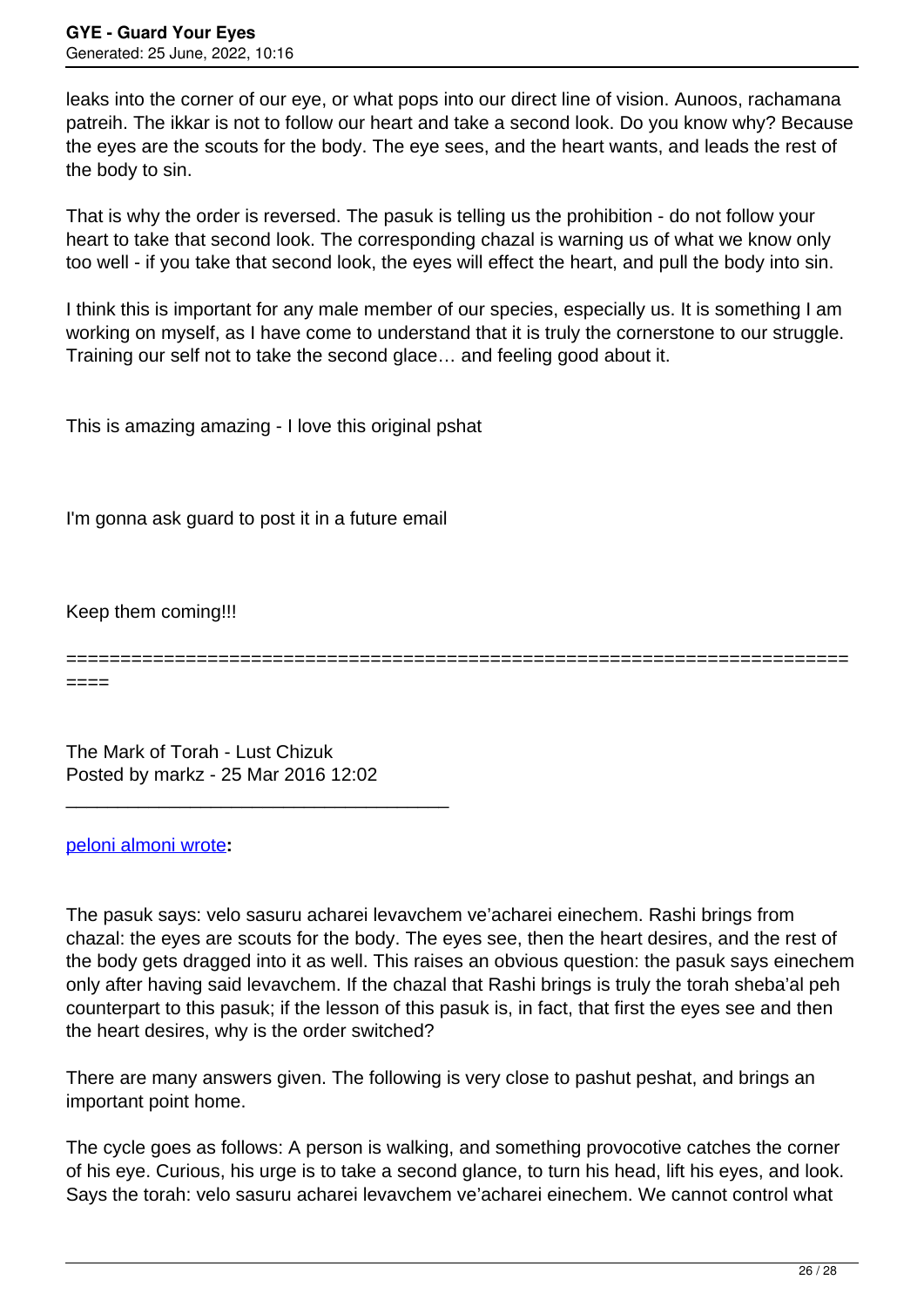leaks into the corner of our eye, or what pops into our direct line of vision. Aunoos, rachamana patreih. The ikkar is not to follow our heart and take a second look. Do you know why? Because the eyes are the scouts for the body. The eye sees, and the heart wants, and leads the rest of the body to sin.

That is why the order is reversed. The pasuk is telling us the prohibition - do not follow your heart to take that second look. The corresponding chazal is warning us of what we know only too well - if you take that second look, the eyes will effect the heart, and pull the body into sin.

I think this is important for any male member of our species, especially us. It is something I am working on myself, as I have come to understand that it is truly the cornerstone to our struggle. Training our self not to take the second glace… and feeling good about it.

This is amazing amazing - I love this original pshat

I'm gonna ask guard to post it in a future email

Keep them coming!!!

============================================================================

The Mark of Torah - Lust Chizuk
Posted by markz - 25 Mar 2016 12:02

_____________________________________

peloni almoni wrote**:**

The pasuk says: velo sasuru acharei levavchem ve'acharei einechem. Rashi brings from chazal: the eyes are scouts for the body. The eyes see, then the heart desires, and the rest of the body gets dragged into it as well. This raises an obvious question: the pasuk says einechem only after having said levavchem. If the chazal that Rashi brings is truly the torah sheba'al peh counterpart to this pasuk; if the lesson of this pasuk is, in fact, that first the eyes see and then the heart desires, why is the order switched?

There are many answers given. The following is very close to pashut peshat, and brings an important point home.

The cycle goes as follows: A person is walking, and something provocotive catches the corner of his eye. Curious, his urge is to take a second glance, to turn his head, lift his eyes, and look. Says the torah: velo sasuru acharei levavchem ve'acharei einechem. We cannot control what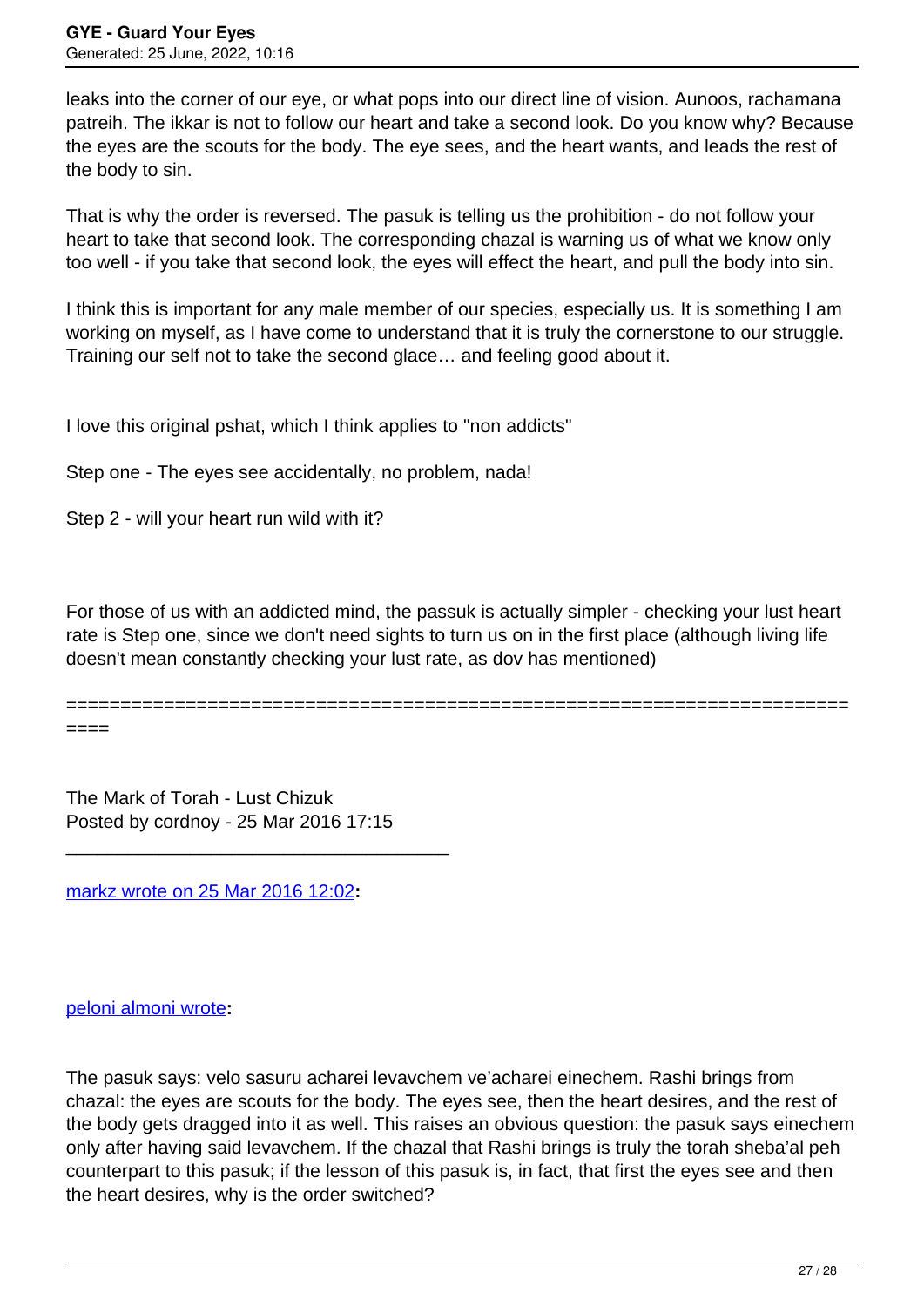leaks into the corner of our eye, or what pops into our direct line of vision. Aunoos, rachamana patreih. The ikkar is not to follow our heart and take a second look. Do you know why? Because the eyes are the scouts for the body. The eye sees, and the heart wants, and leads the rest of the body to sin.

That is why the order is reversed. The pasuk is telling us the prohibition - do not follow your heart to take that second look. The corresponding chazal is warning us of what we know only too well - if you take that second look, the eyes will effect the heart, and pull the body into sin.

I think this is important for any male member of our species, especially us. It is something I am working on myself, as I have come to understand that it is truly the cornerstone to our struggle. Training our self not to take the second glace… and feeling good about it.

I love this original pshat, which I think applies to "non addicts"

Step one - The eyes see accidentally, no problem, nada!

Step 2 - will your heart run wild with it?

For those of us with an addicted mind, the passuk is actually simpler - checking your lust heart rate is Step one, since we don't need sights to turn us on in the first place (although living life doesn't mean constantly checking your lust rate, as dov has mentioned)

============================================================================

The Mark of Torah - Lust Chizuk
Posted by cordnoy - 25 Mar 2016 17:15

_____________________________________

markz wrote on 25 Mar 2016 12:02**:**

peloni almoni wrote**:**

The pasuk says: velo sasuru acharei levavchem ve'acharei einechem. Rashi brings from chazal: the eyes are scouts for the body. The eyes see, then the heart desires, and the rest of the body gets dragged into it as well. This raises an obvious question: the pasuk says einechem only after having said levavchem. If the chazal that Rashi brings is truly the torah sheba'al peh counterpart to this pasuk; if the lesson of this pasuk is, in fact, that first the eyes see and then the heart desires, why is the order switched?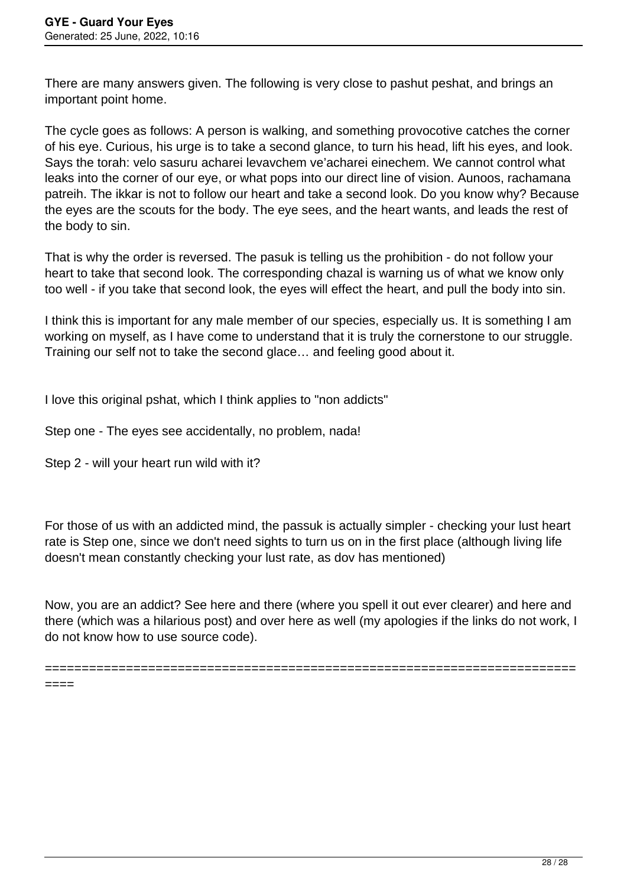There are many answers given. The following is very close to pashut peshat, and brings an important point home.

The cycle goes as follows: A person is walking, and something provocotive catches the corner of his eye. Curious, his urge is to take a second glance, to turn his head, lift his eyes, and look. Says the torah: velo sasuru acharei levavchem ve'acharei einechem. We cannot control what leaks into the corner of our eye, or what pops into our direct line of vision. Aunoos, rachamana patreih. The ikkar is not to follow our heart and take a second look. Do you know why? Because the eyes are the scouts for the body. The eye sees, and the heart wants, and leads the rest of the body to sin.

That is why the order is reversed. The pasuk is telling us the prohibition - do not follow your heart to take that second look. The corresponding chazal is warning us of what we know only too well - if you take that second look, the eyes will effect the heart, and pull the body into sin.

I think this is important for any male member of our species, especially us. It is something I am working on myself, as I have come to understand that it is truly the cornerstone to our struggle. Training our self not to take the second glace… and feeling good about it.

I love this original pshat, which I think applies to "non addicts"

Step one - The eyes see accidentally, no problem, nada!

Step 2 - will your heart run wild with it?

For those of us with an addicted mind, the passuk is actually simpler - checking your lust heart rate is Step one, since we don't need sights to turn us on in the first place (although living life doesn't mean constantly checking your lust rate, as dov has mentioned)

Now, you are an addict? See here and there (where you spell it out ever clearer) and here and there (which was a hilarious post) and over here as well (my apologies if the links do not work, I do not know how to use source code).

============================================================================